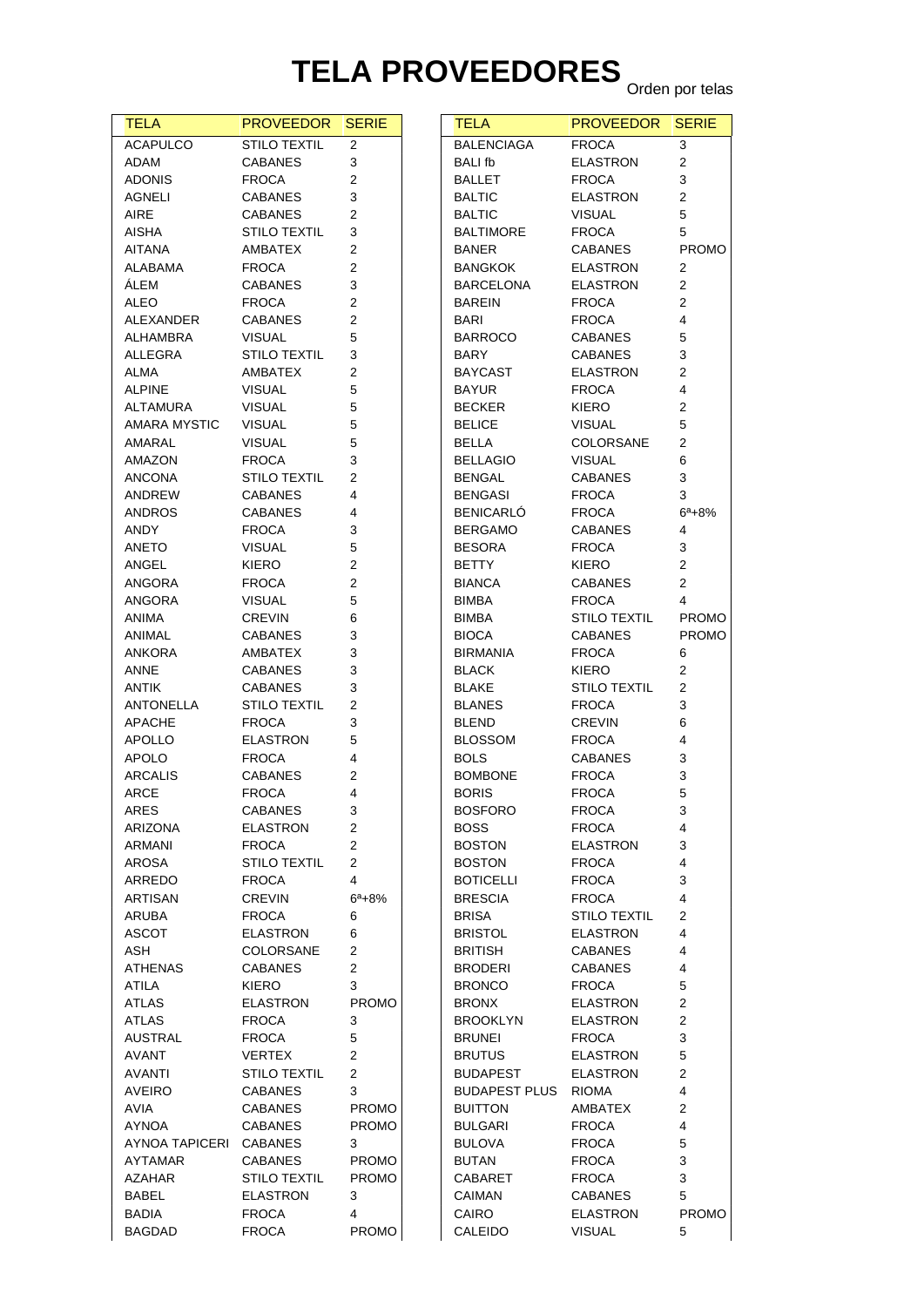# TELA PROVEEDORES

Orden por telas

| TELA | PROVEEDOR | SERIE |
|---|---|---|
| ACAPULCO | STILO TEXTIL | 2 |
| ADAM | CABANES | 3 |
| ADONIS | FROCA | 2 |
| AGNELI | CABANES | 3 |
| AIRE | CABANES | 2 |
| AISHA | STILO TEXTIL | 3 |
| AITANA | AMBATEX | 2 |
| ALABAMA | FROCA | 2 |
| ÁLEM | CABANES | 3 |
| ALEO | FROCA | 2 |
| ALEXANDER | CABANES | 2 |
| ALHAMBRA | VISUAL | 5 |
| ALLEGRA | STILO TEXTIL | 3 |
| ALMA | AMBATEX | 2 |
| ALPINE | VISUAL | 5 |
| ALTAMURA | VISUAL | 5 |
| AMARA MYSTIC | VISUAL | 5 |
| AMARAL | VISUAL | 5 |
| AMAZON | FROCA | 3 |
| ANCONA | STILO TEXTIL | 2 |
| ANDREW | CABANES | 4 |
| ANDROS | CABANES | 4 |
| ANDY | FROCA | 3 |
| ANETO | VISUAL | 5 |
| ANGEL | KIERO | 2 |
| ANGORA | FROCA | 2 |
| ANGORA | VISUAL | 5 |
| ANIMA | CREVIN | 6 |
| ANIMAL | CABANES | 3 |
| ANKORA | AMBATEX | 3 |
| ANNE | CABANES | 3 |
| ANTIK | CABANES | 3 |
| ANTONELLA | STILO TEXTIL | 2 |
| APACHE | FROCA | 3 |
| APOLLO | ELASTRON | 5 |
| APOLO | FROCA | 4 |
| ARCALIS | CABANES | 2 |
| ARCE | FROCA | 4 |
| ARES | CABANES | 3 |
| ARIZONA | ELASTRON | 2 |
| ARMANI | FROCA | 2 |
| AROSA | STILO TEXTIL | 2 |
| ARREDO | FROCA | 4 |
| ARTISAN | CREVIN | 6ª+8% |
| ARUBA | FROCA | 6 |
| ASCOT | ELASTRON | 6 |
| ASH | COLORSANE | 2 |
| ATHENAS | CABANES | 2 |
| ATILA | KIERO | 3 |
| ATLAS | ELASTRON | PROMO |
| ATLAS | FROCA | 3 |
| AUSTRAL | FROCA | 5 |
| AVANT | VERTEX | 2 |
| AVANTI | STILO TEXTIL | 2 |
| AVEIRO | CABANES | 3 |
| AVIA | CABANES | PROMO |
| AYNOA | CABANES | PROMO |
| AYNOA TAPICERI | CABANES | 3 |
| AYTAMAR | CABANES | PROMO |
| AZAHAR | STILO TEXTIL | PROMO |
| BABEL | ELASTRON | 3 |
| BADIA | FROCA | 4 |
| BAGDAD | FROCA | PROMO |
| BALENCIAGA | FROCA | 3 |
| BALI fb | ELASTRON | 2 |
| BALLET | FROCA | 3 |
| BALTIC | ELASTRON | 2 |
| BALTIC | VISUAL | 5 |
| BALTIMORE | FROCA | 5 |
| BANER | CABANES | PROMO |
| BANGKOK | ELASTRON | 2 |
| BARCELONA | ELASTRON | 2 |
| BAREIN | FROCA | 2 |
| BARI | FROCA | 4 |
| BARROCO | CABANES | 5 |
| BARY | CABANES | 3 |
| BAYCAST | ELASTRON | 2 |
| BAYUR | FROCA | 4 |
| BECKER | KIERO | 2 |
| BELICE | VISUAL | 5 |
| BELLA | COLORSANE | 2 |
| BELLAGIO | VISUAL | 6 |
| BENGAL | CABANES | 3 |
| BENGASI | FROCA | 3 |
| BENICARLÓ | FROCA | 6ª+8% |
| BERGAMO | CABANES | 4 |
| BESORA | FROCA | 3 |
| BETTY | KIERO | 2 |
| BIANCA | CABANES | 2 |
| BIMBA | FROCA | 4 |
| BIMBA | STILO TEXTIL | PROMO |
| BIOCA | CABANES | PROMO |
| BIRMANIA | FROCA | 6 |
| BLACK | KIERO | 2 |
| BLAKE | STILO TEXTIL | 2 |
| BLANES | FROCA | 3 |
| BLEND | CREVIN | 6 |
| BLOSSOM | FROCA | 4 |
| BOLS | CABANES | 3 |
| BOMBONE | FROCA | 3 |
| BORIS | FROCA | 5 |
| BOSFORO | FROCA | 3 |
| BOSS | FROCA | 4 |
| BOSTON | ELASTRON | 3 |
| BOSTON | FROCA | 4 |
| BOTICELLI | FROCA | 3 |
| BRESCIA | FROCA | 4 |
| BRISA | STILO TEXTIL | 2 |
| BRISTOL | ELASTRON | 4 |
| BRITISH | CABANES | 4 |
| BRODERI | CABANES | 4 |
| BRONCO | FROCA | 5 |
| BRONX | ELASTRON | 2 |
| BROOKLYN | ELASTRON | 2 |
| BRUNEI | FROCA | 3 |
| BRUTUS | ELASTRON | 5 |
| BUDAPEST | ELASTRON | 2 |
| BUDAPEST PLUS | RIOMA | 4 |
| BUITTON | AMBATEX | 2 |
| BULGARI | FROCA | 4 |
| BULOVA | FROCA | 5 |
| BUTAN | FROCA | 3 |
| CABARET | FROCA | 3 |
| CAIMAN | CABANES | 5 |
| CAIRO | ELASTRON | PROMO |
| CALEIDO | VISUAL | 5 |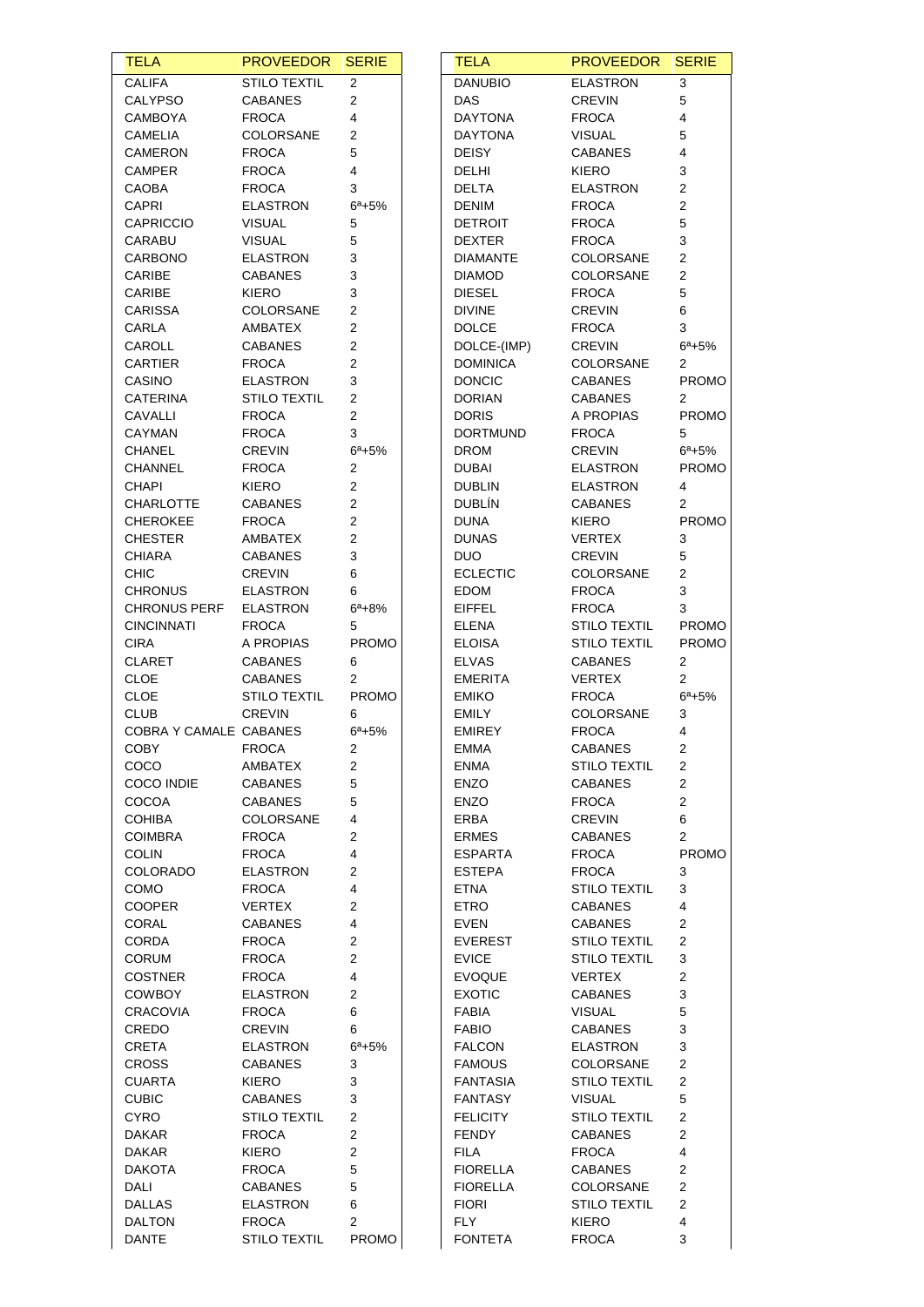| TELA | PROVEEDOR | SERIE |
|---|---|---|
| CALIFA | STILO TEXTIL | 2 |
| CALYPSO | CABANES | 2 |
| CAMBOYA | FROCA | 4 |
| CAMELIA | COLORSANE | 2 |
| CAMERON | FROCA | 5 |
| CAMPER | FROCA | 4 |
| CAOBA | FROCA | 3 |
| CAPRI | ELASTRON | 6ª+5% |
| CAPRICCIO | VISUAL | 5 |
| CARABU | VISUAL | 5 |
| CARBONO | ELASTRON | 3 |
| CARIBE | CABANES | 3 |
| CARIBE | KIERO | 3 |
| CARISSA | COLORSANE | 2 |
| CARLA | AMBATEX | 2 |
| CAROLL | CABANES | 2 |
| CARTIER | FROCA | 2 |
| CASINO | ELASTRON | 3 |
| CATERINA | STILO TEXTIL | 2 |
| CAVALLI | FROCA | 2 |
| CAYMAN | FROCA | 3 |
| CHANEL | CREVIN | 6ª+5% |
| CHANNEL | FROCA | 2 |
| CHAPI | KIERO | 2 |
| CHARLOTTE | CABANES | 2 |
| CHEROKEE | FROCA | 2 |
| CHESTER | AMBATEX | 2 |
| CHIARA | CABANES | 3 |
| CHIC | CREVIN | 6 |
| CHRONUS | ELASTRON | 6 |
| CHRONUS PERF | ELASTRON | 6ª+8% |
| CINCINNATI | FROCA | 5 |
| CIRA | A PROPIAS | PROMO |
| CLARET | CABANES | 6 |
| CLOE | CABANES | 2 |
| CLOE | STILO TEXTIL | PROMO |
| CLUB | CREVIN | 6 |
| COBRA Y CAMALE | CABANES | 6ª+5% |
| COBY | FROCA | 2 |
| COCO | AMBATEX | 2 |
| COCO INDIE | CABANES | 5 |
| COCOA | CABANES | 5 |
| COHIBA | COLORSANE | 4 |
| COIMBRA | FROCA | 2 |
| COLIN | FROCA | 4 |
| COLORADO | ELASTRON | 2 |
| COMO | FROCA | 4 |
| COOPER | VERTEX | 2 |
| CORAL | CABANES | 4 |
| CORDA | FROCA | 2 |
| CORUM | FROCA | 2 |
| COSTNER | FROCA | 4 |
| COWBOY | ELASTRON | 2 |
| CRACOVIA | FROCA | 6 |
| CREDO | CREVIN | 6 |
| CRETA | ELASTRON | 6ª+5% |
| CROSS | CABANES | 3 |
| CUARTA | KIERO | 3 |
| CUBIC | CABANES | 3 |
| CYRO | STILO TEXTIL | 2 |
| DAKAR | FROCA | 2 |
| DAKAR | KIERO | 2 |
| DAKOTA | FROCA | 5 |
| DALI | CABANES | 5 |
| DALLAS | ELASTRON | 6 |
| DALTON | FROCA | 2 |
| DANTE | STILO TEXTIL | PROMO |
| DANUBIO | ELASTRON | 3 |
| DAS | CREVIN | 5 |
| DAYTONA | FROCA | 4 |
| DAYTONA | VISUAL | 5 |
| DEISY | CABANES | 4 |
| DELHI | KIERO | 3 |
| DELTA | ELASTRON | 2 |
| DENIM | FROCA | 2 |
| DETROIT | FROCA | 5 |
| DEXTER | FROCA | 3 |
| DIAMANTE | COLORSANE | 2 |
| DIAMOD | COLORSANE | 2 |
| DIESEL | FROCA | 5 |
| DIVINE | CREVIN | 6 |
| DOLCE | FROCA | 3 |
| DOLCE-(IMP) | CREVIN | 6ª+5% |
| DOMINICA | COLORSANE | 2 |
| DONCIC | CABANES | PROMO |
| DORIAN | CABANES | 2 |
| DORIS | A PROPIAS | PROMO |
| DORTMUND | FROCA | 5 |
| DROM | CREVIN | 6ª+5% |
| DUBAI | ELASTRON | PROMO |
| DUBLIN | ELASTRON | 4 |
| DUBLÍN | CABANES | 2 |
| DUNA | KIERO | PROMO |
| DUNAS | VERTEX | 3 |
| DUO | CREVIN | 5 |
| ECLECTIC | COLORSANE | 2 |
| EDOM | FROCA | 3 |
| EIFFEL | FROCA | 3 |
| ELENA | STILO TEXTIL | PROMO |
| ELOISA | STILO TEXTIL | PROMO |
| ELVAS | CABANES | 2 |
| EMERITA | VERTEX | 2 |
| EMIKO | FROCA | 6ª+5% |
| EMILY | COLORSANE | 3 |
| EMIREY | FROCA | 4 |
| EMMA | CABANES | 2 |
| ENMA | STILO TEXTIL | 2 |
| ENZO | CABANES | 2 |
| ENZO | FROCA | 2 |
| ERBA | CREVIN | 6 |
| ERMES | CABANES | 2 |
| ESPARTA | FROCA | PROMO |
| ESTEPA | FROCA | 3 |
| ETNA | STILO TEXTIL | 3 |
| ETRO | CABANES | 4 |
| EVEN | CABANES | 2 |
| EVEREST | STILO TEXTIL | 2 |
| EVICE | STILO TEXTIL | 3 |
| EVOQUE | VERTEX | 2 |
| EXOTIC | CABANES | 3 |
| FABIA | VISUAL | 5 |
| FABIO | CABANES | 3 |
| FALCON | ELASTRON | 3 |
| FAMOUS | COLORSANE | 2 |
| FANTASIA | STILO TEXTIL | 2 |
| FANTASY | VISUAL | 5 |
| FELICITY | STILO TEXTIL | 2 |
| FENDY | CABANES | 2 |
| FILA | FROCA | 4 |
| FIORELLA | CABANES | 2 |
| FIORELLA | COLORSANE | 2 |
| FIORI | STILO TEXTIL | 2 |
| FLY | KIERO | 4 |
| FONTETA | FROCA | 3 |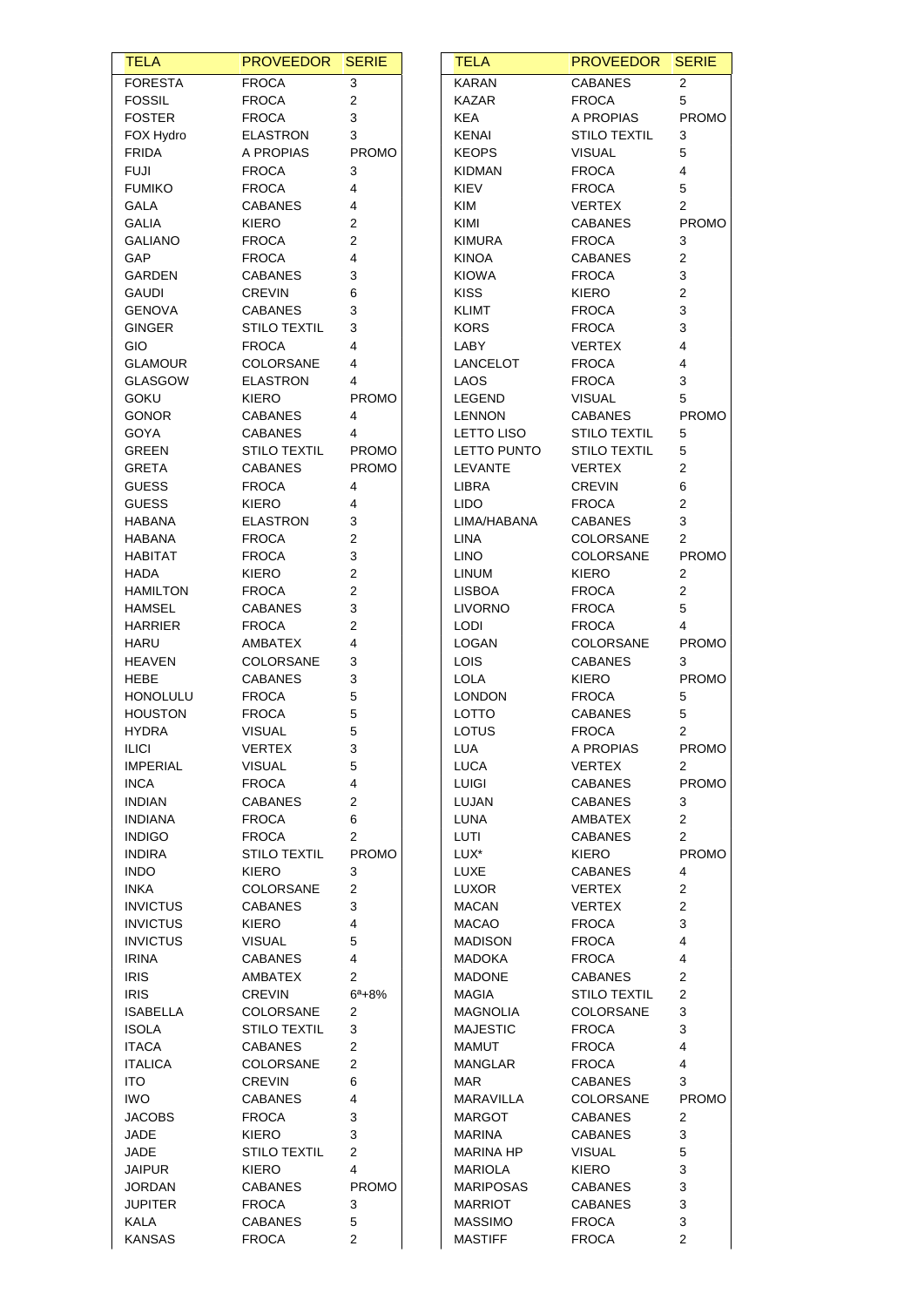| TELA | PROVEEDOR | SERIE |
|---|---|---|
| FORESTA | FROCA | 3 |
| FOSSIL | FROCA | 2 |
| FOSTER | FROCA | 3 |
| FOX Hydro | ELASTRON | 3 |
| FRIDA | A PROPIAS | PROMO |
| FUJI | FROCA | 3 |
| FUMIKO | FROCA | 4 |
| GALA | CABANES | 4 |
| GALIA | KIERO | 2 |
| GALIANO | FROCA | 2 |
| GAP | FROCA | 4 |
| GARDEN | CABANES | 3 |
| GAUDI | CREVIN | 6 |
| GENOVA | CABANES | 3 |
| GINGER | STILO TEXTIL | 3 |
| GIO | FROCA | 4 |
| GLAMOUR | COLORSANE | 4 |
| GLASGOW | ELASTRON | 4 |
| GOKU | KIERO | PROMO |
| GONOR | CABANES | 4 |
| GOYA | CABANES | 4 |
| GREEN | STILO TEXTIL | PROMO |
| GRETA | CABANES | PROMO |
| GUESS | FROCA | 4 |
| GUESS | KIERO | 4 |
| HABANA | ELASTRON | 3 |
| HABANA | FROCA | 2 |
| HABITAT | FROCA | 3 |
| HADA | KIERO | 2 |
| HAMILTON | FROCA | 2 |
| HAMSEL | CABANES | 3 |
| HARRIER | FROCA | 2 |
| HARU | AMBATEX | 4 |
| HEAVEN | COLORSANE | 3 |
| HEBE | CABANES | 3 |
| HONOLULU | FROCA | 5 |
| HOUSTON | FROCA | 5 |
| HYDRA | VISUAL | 5 |
| ILICI | VERTEX | 3 |
| IMPERIAL | VISUAL | 5 |
| INCA | FROCA | 4 |
| INDIAN | CABANES | 2 |
| INDIANA | FROCA | 6 |
| INDIGO | FROCA | 2 |
| INDIRA | STILO TEXTIL | PROMO |
| INDO | KIERO | 3 |
| INKA | COLORSANE | 2 |
| INVICTUS | CABANES | 3 |
| INVICTUS | KIERO | 4 |
| INVICTUS | VISUAL | 5 |
| IRINA | CABANES | 4 |
| IRIS | AMBATEX | 2 |
| IRIS | CREVIN | 6ª+8% |
| ISABELLA | COLORSANE | 2 |
| ISOLA | STILO TEXTIL | 3 |
| ITACA | CABANES | 2 |
| ITALICA | COLORSANE | 2 |
| ITO | CREVIN | 6 |
| IWO | CABANES | 4 |
| JACOBS | FROCA | 3 |
| JADE | KIERO | 3 |
| JADE | STILO TEXTIL | 2 |
| JAIPUR | KIERO | 4 |
| JORDAN | CABANES | PROMO |
| JUPITER | FROCA | 3 |
| KALA | CABANES | 5 |
| KANSAS | FROCA | 2 |
| KARAN | CABANES | 2 |
| KAZAR | FROCA | 5 |
| KEA | A PROPIAS | PROMO |
| KENAI | STILO TEXTIL | 3 |
| KEOPS | VISUAL | 5 |
| KIDMAN | FROCA | 4 |
| KIEV | FROCA | 5 |
| KIM | VERTEX | 2 |
| KIMI | CABANES | PROMO |
| KIMURA | FROCA | 3 |
| KINOA | CABANES | 2 |
| KIOWA | FROCA | 3 |
| KISS | KIERO | 2 |
| KLIMT | FROCA | 3 |
| KORS | FROCA | 3 |
| LABY | VERTEX | 4 |
| LANCELOT | FROCA | 4 |
| LAOS | FROCA | 3 |
| LEGEND | VISUAL | 5 |
| LENNON | CABANES | PROMO |
| LETTO LISO | STILO TEXTIL | 5 |
| LETTO PUNTO | STILO TEXTIL | 5 |
| LEVANTE | VERTEX | 2 |
| LIBRA | CREVIN | 6 |
| LIDO | FROCA | 2 |
| LIMA/HABANA | CABANES | 3 |
| LINA | COLORSANE | 2 |
| LINO | COLORSANE | PROMO |
| LINUM | KIERO | 2 |
| LISBOA | FROCA | 2 |
| LIVORNO | FROCA | 5 |
| LODI | FROCA | 4 |
| LOGAN | COLORSANE | PROMO |
| LOIS | CABANES | 3 |
| LOLA | KIERO | PROMO |
| LONDON | FROCA | 5 |
| LOTTO | CABANES | 5 |
| LOTUS | FROCA | 2 |
| LUA | A PROPIAS | PROMO |
| LUCA | VERTEX | 2 |
| LUIGI | CABANES | PROMO |
| LUJAN | CABANES | 3 |
| LUNA | AMBATEX | 2 |
| LUTI | CABANES | 2 |
| LUX* | KIERO | PROMO |
| LUXE | CABANES | 4 |
| LUXOR | VERTEX | 2 |
| MACAN | VERTEX | 2 |
| MACAO | FROCA | 3 |
| MADISON | FROCA | 4 |
| MADOKA | FROCA | 4 |
| MADONE | CABANES | 2 |
| MAGIA | STILO TEXTIL | 2 |
| MAGNOLIA | COLORSANE | 3 |
| MAJESTIC | FROCA | 3 |
| MAMUT | FROCA | 4 |
| MANGLAR | FROCA | 4 |
| MAR | CABANES | 3 |
| MARAVILLA | COLORSANE | PROMO |
| MARGOT | CABANES | 2 |
| MARINA | CABANES | 3 |
| MARINA HP | VISUAL | 5 |
| MARIOLA | KIERO | 3 |
| MARIPOSAS | CABANES | 3 |
| MARRIOT | CABANES | 3 |
| MASSIMO | FROCA | 3 |
| MASTIFF | FROCA | 2 |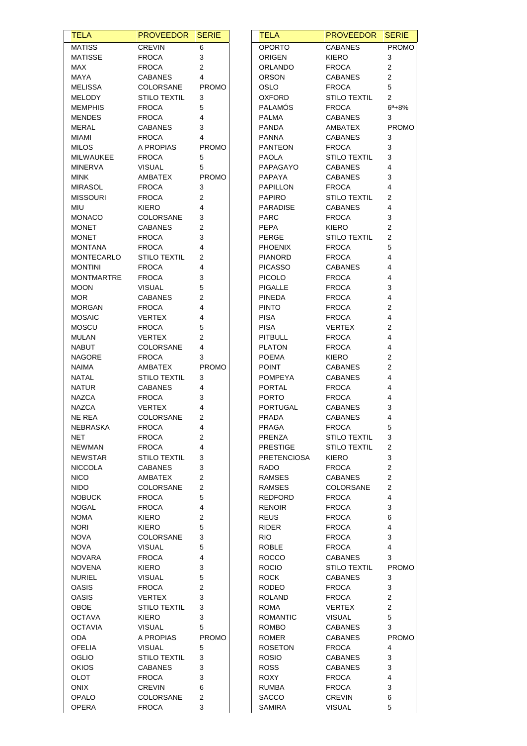| TELA | PROVEEDOR | SERIE |
|---|---|---|
| MATISS | CREVIN | 6 |
| MATISSE | FROCA | 3 |
| MAX | FROCA | 2 |
| MAYA | CABANES | 4 |
| MELISSA | COLORSANE | PROMO |
| MELODY | STILO TEXTIL | 3 |
| MEMPHIS | FROCA | 5 |
| MENDES | FROCA | 4 |
| MERAL | CABANES | 3 |
| MIAMI | FROCA | 4 |
| MILOS | A PROPIAS | PROMO |
| MILWAUKEE | FROCA | 5 |
| MINERVA | VISUAL | 5 |
| MINK | AMBATEX | PROMO |
| MIRASOL | FROCA | 3 |
| MISSOURI | FROCA | 2 |
| MIU | KIERO | 4 |
| MONACO | COLORSANE | 3 |
| MONET | CABANES | 2 |
| MONET | FROCA | 3 |
| MONTANA | FROCA | 4 |
| MONTECARLO | STILO TEXTIL | 2 |
| MONTINI | FROCA | 4 |
| MONTMARTRE | FROCA | 3 |
| MOON | VISUAL | 5 |
| MOR | CABANES | 2 |
| MORGAN | FROCA | 4 |
| MOSAIC | VERTEX | 4 |
| MOSCU | FROCA | 5 |
| MULAN | VERTEX | 2 |
| NABUT | COLORSANE | 4 |
| NAGORE | FROCA | 3 |
| NAIMA | AMBATEX | PROMO |
| NATAL | STILO TEXTIL | 3 |
| NATUR | CABANES | 4 |
| NAZCA | FROCA | 3 |
| NAZCA | VERTEX | 4 |
| NE REA | COLORSANE | 2 |
| NEBRASKA | FROCA | 4 |
| NET | FROCA | 2 |
| NEWMAN | FROCA | 4 |
| NEWSTAR | STILO TEXTIL | 3 |
| NICCOLA | CABANES | 3 |
| NICO | AMBATEX | 2 |
| NIDO | COLORSANE | 2 |
| NOBUCK | FROCA | 5 |
| NOGAL | FROCA | 4 |
| NOMA | KIERO | 2 |
| NORI | KIERO | 5 |
| NOVA | COLORSANE | 3 |
| NOVA | VISUAL | 5 |
| NOVARA | FROCA | 4 |
| NOVENA | KIERO | 3 |
| NURIEL | VISUAL | 5 |
| OASIS | FROCA | 2 |
| OASIS | VERTEX | 3 |
| OBOE | STILO TEXTIL | 3 |
| OCTAVA | KIERO | 3 |
| OCTAVIA | VISUAL | 5 |
| ODA | A PROPIAS | PROMO |
| OFELIA | VISUAL | 5 |
| OGLIO | STILO TEXTIL | 3 |
| OKIOS | CABANES | 3 |
| OLOT | FROCA | 3 |
| ONIX | CREVIN | 6 |
| OPALO | COLORSANE | 2 |
| OPERA | FROCA | 3 |
| OPORTO | CABANES | PROMO |
| ORIGEN | KIERO | 3 |
| ORLANDO | FROCA | 2 |
| ORSON | CABANES | 2 |
| OSLO | FROCA | 5 |
| OXFORD | STILO TEXTIL | 2 |
| PALAMÓS | FROCA | 6ª+8% |
| PALMA | CABANES | 3 |
| PANDA | AMBATEX | PROMO |
| PANNA | CABANES | 3 |
| PANTEON | FROCA | 3 |
| PAOLA | STILO TEXTIL | 3 |
| PAPAGAYO | CABANES | 4 |
| PAPAYA | CABANES | 3 |
| PAPILLON | FROCA | 4 |
| PAPIRO | STILO TEXTIL | 2 |
| PARADISE | CABANES | 4 |
| PARC | FROCA | 3 |
| PEPA | KIERO | 2 |
| PERGE | STILO TEXTIL | 2 |
| PHOENIX | FROCA | 5 |
| PIANORD | FROCA | 4 |
| PICASSO | CABANES | 4 |
| PICOLO | FROCA | 4 |
| PIGALLE | FROCA | 3 |
| PINEDA | FROCA | 4 |
| PINTO | FROCA | 2 |
| PISA | FROCA | 4 |
| PISA | VERTEX | 2 |
| PITBULL | FROCA | 4 |
| PLATON | FROCA | 4 |
| POEMA | KIERO | 2 |
| POINT | CABANES | 2 |
| POMPEYA | CABANES | 4 |
| PORTAL | FROCA | 4 |
| PORTO | FROCA | 4 |
| PORTUGAL | CABANES | 3 |
| PRADA | CABANES | 4 |
| PRAGA | FROCA | 5 |
| PRENZA | STILO TEXTIL | 3 |
| PRESTIGE | STILO TEXTIL | 2 |
| PRETENCIOSA | KIERO | 3 |
| RADO | FROCA | 2 |
| RAMSES | CABANES | 2 |
| RAMSES | COLORSANE | 2 |
| REDFORD | FROCA | 4 |
| RENOIR | FROCA | 3 |
| REUS | FROCA | 6 |
| RIDER | FROCA | 4 |
| RIO | FROCA | 3 |
| ROBLE | FROCA | 4 |
| ROCCO | CABANES | 3 |
| ROCIO | STILO TEXTIL | PROMO |
| ROCK | CABANES | 3 |
| RODEO | FROCA | 3 |
| ROLAND | FROCA | 2 |
| ROMA | VERTEX | 2 |
| ROMANTIC | VISUAL | 5 |
| ROMBO | CABANES | 3 |
| ROMER | CABANES | PROMO |
| ROSETON | FROCA | 4 |
| ROSIO | CABANES | 3 |
| ROSS | CABANES | 3 |
| ROXY | FROCA | 4 |
| RUMBA | FROCA | 3 |
| SACCO | CREVIN | 6 |
| SAMIRA | VISUAL | 5 |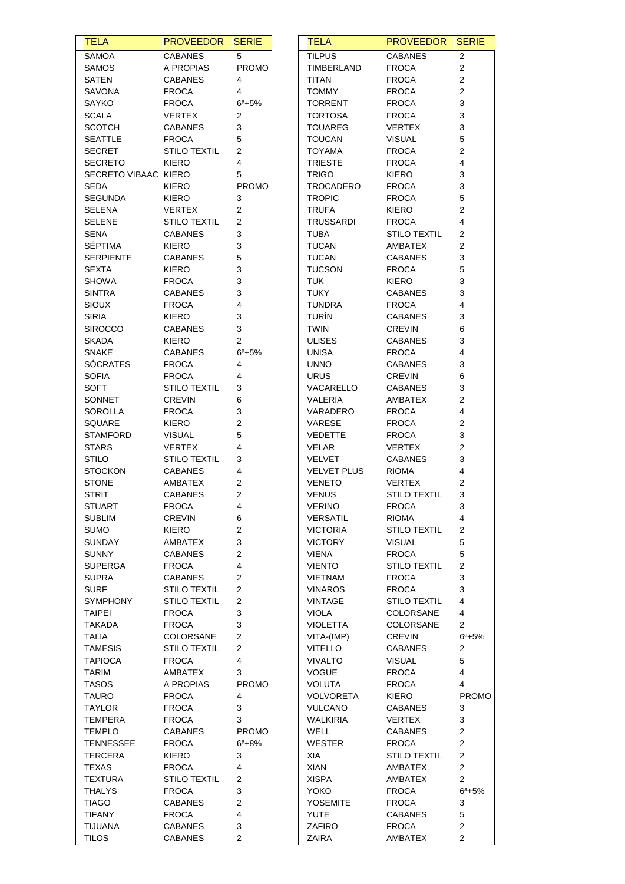| TELA | PROVEEDOR | SERIE |
|---|---|---|
| SAMOA | CABANES | 5 |
| SAMOS | A PROPIAS | PROMO |
| SATEN | CABANES | 4 |
| SAVONA | FROCA | 4 |
| SAYKO | FROCA | 6ª+5% |
| SCALA | VERTEX | 2 |
| SCOTCH | CABANES | 3 |
| SEATTLE | FROCA | 5 |
| SECRET | STILO TEXTIL | 2 |
| SECRETO | KIERO | 4 |
| SECRETO VIBAAC | KIERO | 5 |
| SEDA | KIERO | PROMO |
| SEGUNDA | KIERO | 3 |
| SELENA | VERTEX | 2 |
| SELENE | STILO TEXTIL | 2 |
| SENA | CABANES | 3 |
| SÉPTIMA | KIERO | 3 |
| SERPIENTE | CABANES | 5 |
| SEXTA | KIERO | 3 |
| SHOWA | FROCA | 3 |
| SINTRA | CABANES | 3 |
| SIOUX | FROCA | 4 |
| SIRIA | KIERO | 3 |
| SIROCCO | CABANES | 3 |
| SKADA | KIERO | 2 |
| SNAKE | CABANES | 6ª+5% |
| SÓCRATES | FROCA | 4 |
| SOFIA | FROCA | 4 |
| SOFT | STILO TEXTIL | 3 |
| SONNET | CREVIN | 6 |
| SOROLLA | FROCA | 3 |
| SQUARE | KIERO | 2 |
| STAMFORD | VISUAL | 5 |
| STARS | VERTEX | 4 |
| STILO | STILO TEXTIL | 3 |
| STOCKON | CABANES | 4 |
| STONE | AMBATEX | 2 |
| STRIT | CABANES | 2 |
| STUART | FROCA | 4 |
| SUBLIM | CREVIN | 6 |
| SUMO | KIERO | 2 |
| SUNDAY | AMBATEX | 3 |
| SUNNY | CABANES | 2 |
| SUPERGA | FROCA | 4 |
| SUPRA | CABANES | 2 |
| SURF | STILO TEXTIL | 2 |
| SYMPHONY | STILO TEXTIL | 2 |
| TAIPEI | FROCA | 3 |
| TAKADA | FROCA | 3 |
| TALIA | COLORSANE | 2 |
| TAMESIS | STILO TEXTIL | 2 |
| TAPIOCA | FROCA | 4 |
| TARIM | AMBATEX | 3 |
| TASOS | A PROPIAS | PROMO |
| TAURO | FROCA | 4 |
| TAYLOR | FROCA | 3 |
| TEMPERA | FROCA | 3 |
| TEMPLO | CABANES | PROMO |
| TENNESSEE | FROCA | 6ª+8% |
| TERCERA | KIERO | 3 |
| TEXAS | FROCA | 4 |
| TEXTURA | STILO TEXTIL | 2 |
| THALYS | FROCA | 3 |
| TIAGO | CABANES | 2 |
| TIFANY | FROCA | 4 |
| TIJUANA | CABANES | 3 |
| TILOS | CABANES | 2 |
| TILPUS | CABANES | 2 |
| TIMBERLAND | FROCA | 2 |
| TITAN | FROCA | 2 |
| TOMMY | FROCA | 2 |
| TORRENT | FROCA | 3 |
| TORTOSA | FROCA | 3 |
| TOUAREG | VERTEX | 3 |
| TOUCAN | VISUAL | 5 |
| TOYAMA | FROCA | 2 |
| TRIESTE | FROCA | 4 |
| TRIGO | KIERO | 3 |
| TROCADERO | FROCA | 3 |
| TROPIC | FROCA | 5 |
| TRUFA | KIERO | 2 |
| TRUSSARDI | FROCA | 4 |
| TUBA | STILO TEXTIL | 2 |
| TUCAN | AMBATEX | 2 |
| TUCAN | CABANES | 3 |
| TUCSON | FROCA | 5 |
| TUK | KIERO | 3 |
| TUKY | CABANES | 3 |
| TUNDRA | FROCA | 4 |
| TURÍN | CABANES | 3 |
| TWIN | CREVIN | 6 |
| ULISES | CABANES | 3 |
| UNISA | FROCA | 4 |
| UNNO | CABANES | 3 |
| URUS | CREVIN | 6 |
| VACARELLO | CABANES | 3 |
| VALERIA | AMBATEX | 2 |
| VARADERO | FROCA | 4 |
| VARESE | FROCA | 2 |
| VEDETTE | FROCA | 3 |
| VELAR | VERTEX | 2 |
| VELVET | CABANES | 3 |
| VELVET PLUS | RIOMA | 4 |
| VENETO | VERTEX | 2 |
| VENUS | STILO TEXTIL | 3 |
| VERINO | FROCA | 3 |
| VERSATIL | RIOMA | 4 |
| VICTORIA | STILO TEXTIL | 2 |
| VICTORY | VISUAL | 5 |
| VIENA | FROCA | 5 |
| VIENTO | STILO TEXTIL | 2 |
| VIETNAM | FROCA | 3 |
| VINAROS | FROCA | 3 |
| VINTAGE | STILO TEXTIL | 4 |
| VIOLA | COLORSANE | 4 |
| VIOLETTA | COLORSANE | 2 |
| VITA-(IMP) | CREVIN | 6ª+5% |
| VITELLO | CABANES | 2 |
| VIVALTO | VISUAL | 5 |
| VOGUE | FROCA | 4 |
| VOLUTA | FROCA | 4 |
| VOLVORETA | KIERO | PROMO |
| VULCANO | CABANES | 3 |
| WALKIRIA | VERTEX | 3 |
| WELL | CABANES | 2 |
| WESTER | FROCA | 2 |
| XIA | STILO TEXTIL | 2 |
| XIAN | AMBATEX | 2 |
| XISPA | AMBATEX | 2 |
| YOKO | FROCA | 6ª+5% |
| YOSEMITE | FROCA | 3 |
| YUTE | CABANES | 5 |
| ZAFIRO | FROCA | 2 |
| ZAIRA | AMBATEX | 2 |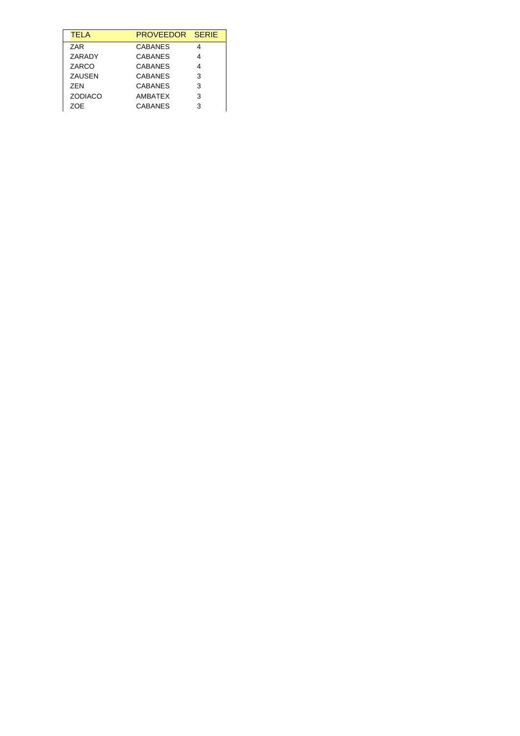| TELA | PROVEEDOR | SERIE |
|---|---|---|
| ZAR | CABANES | 4 |
| ZARADY | CABANES | 4 |
| ZARCO | CABANES | 4 |
| ZAUSEN | CABANES | 3 |
| ZEN | CABANES | 3 |
| ZODIACO | AMBATEX | 3 |
| ZOE | CABANES | 3 |